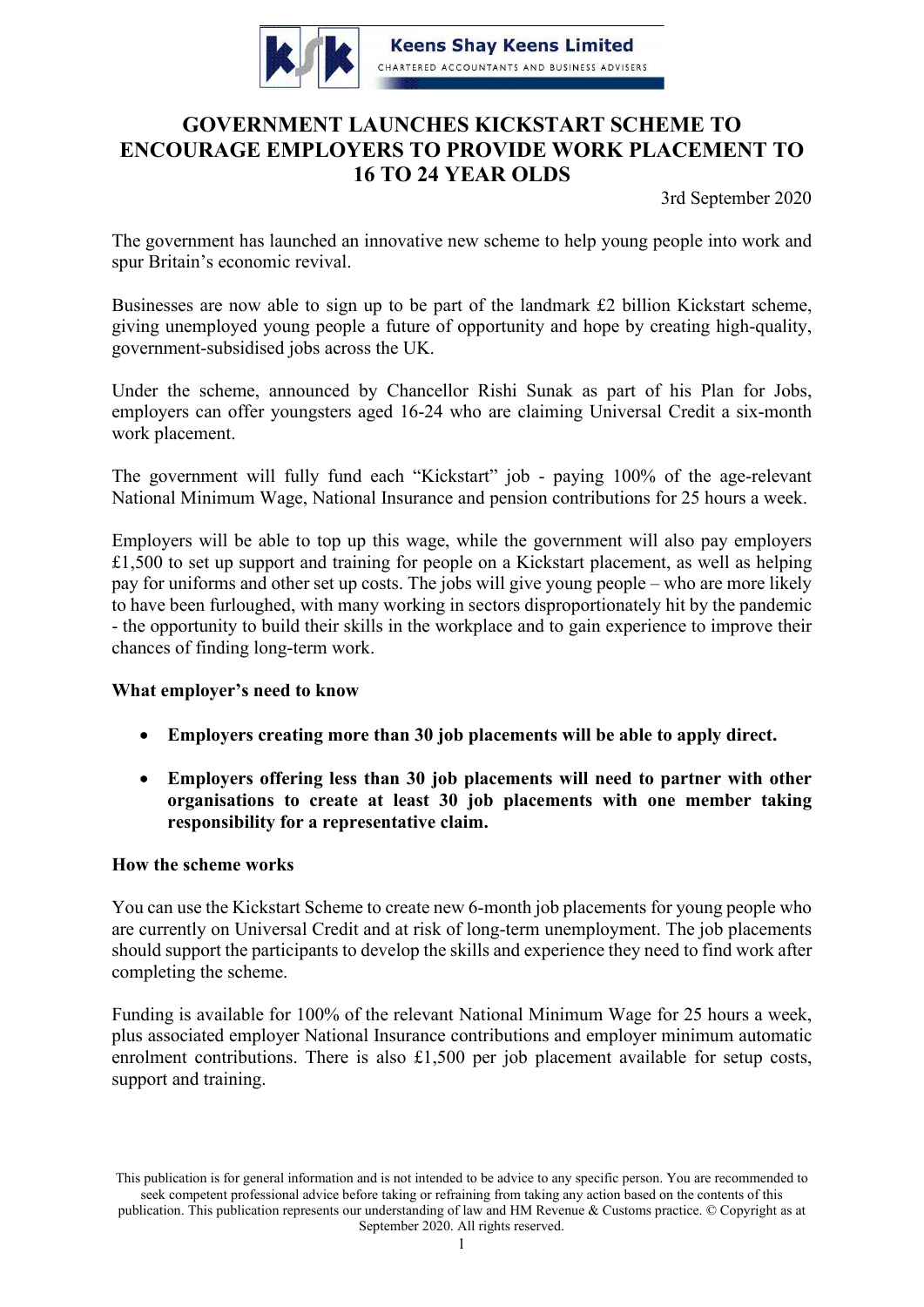Keens Shay Keens Limited

CHARTERED ACCOUNTANTS AND BUSINESS ADVISERS

# GOVERNMENT LAUNCHES KICKSTART SCHEME TO ENCOURAGE EMPLOYERS TO PROVIDE WORK PLACEMENT TO 16 TO 24 YEAR OLDS

3rd September 2020

The government has launched an innovative new scheme to help young people into work and spur Britain's economic revival.

Businesses are now able to sign up to be part of the landmark £2 billion Kickstart scheme, giving unemployed young people a future of opportunity and hope by creating high-quality, government-subsidised jobs across the UK.

Under the scheme, announced by Chancellor Rishi Sunak as part of his Plan for Jobs, employers can offer youngsters aged 16-24 who are claiming Universal Credit a six-month work placement.

The government will fully fund each "Kickstart" job - paying 100% of the age-relevant National Minimum Wage, National Insurance and pension contributions for 25 hours a week.

Employers will be able to top up this wage, while the government will also pay employers £1,500 to set up support and training for people on a Kickstart placement, as well as helping pay for uniforms and other set up costs. The jobs will give young people – who are more likely to have been furloughed, with many working in sectors disproportionately hit by the pandemic - the opportunity to build their skills in the workplace and to gain experience to improve their chances of finding long-term work.

**What employer's need to know**

- **Employers creating more than 30 job placements will be able to apply direct.**
- **Employers offering less than 30 job placements will need to partner with other organisations to create at least 30 job placements with one member taking responsibility for a representative claim.**

**How the scheme works**

You can use the Kickstart Scheme to create new 6-month job placements for young people who are currently on Universal Credit and at risk of long-term unemployment. The job placements should support the participants to develop the skills and experience they need to find work after completing the scheme.

Funding is available for 100% of the relevant National Minimum Wage for 25 hours a week, plus associated employer National Insurance contributions and employer minimum automatic enrolment contributions. There is also £1,500 per job placement available for setup costs, support and training.

This publication is for general information and is not intended to be advice to any specific person. You are recommended to seek competent professional advice before taking or refraining from taking any action based on the contents of this publication. This publication represents our understanding of law and HM Revenue & Customs practice. © Copyright as at September 2020. All rights reserved.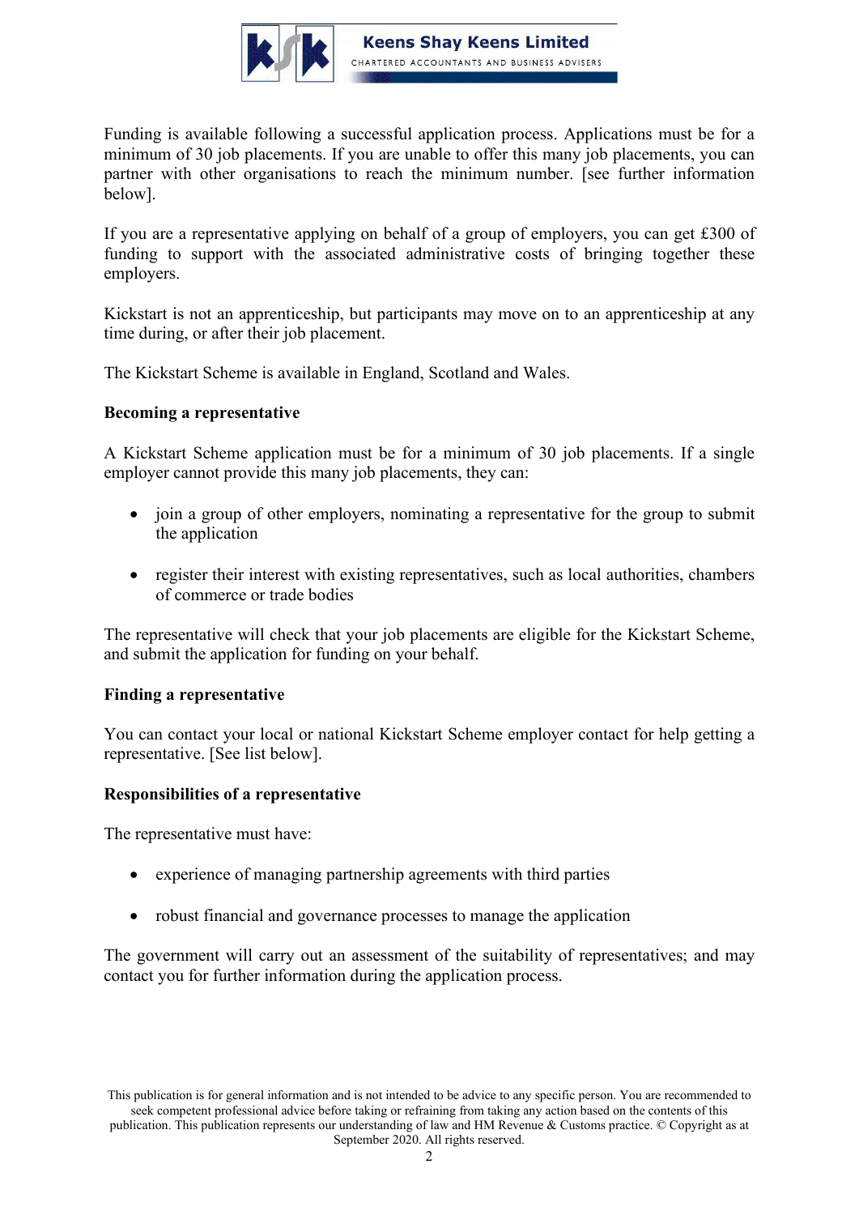Funding is available following a successful application process. Applications must be for a minimum of 30 job placements. If you are unable to offer this many job placements, you can partner with other organisations to reach the minimum number. [see further information below].

If you are a representative applying on behalf of a group of employers, you can get £300 of funding to support with the associated administrative costs of bringing together these employers.

Kickstart is not an apprenticeship, but participants may move on to an apprenticeship at any time during, or after their job placement.

The Kickstart Scheme is available in England, Scotland and Wales.

**Becoming a representative**

A Kickstart Scheme application must be for a minimum of 30 job placements. If a single employer cannot provide this many job placements, they can:

- join a group of other employers, nominating a representative for the group to submit the application
- register their interest with existing representatives, such as local authorities, chambers of commerce or trade bodies

The representative will check that your job placements are eligible for the Kickstart Scheme, and submit the application for funding on your behalf.

**Finding a representative**

You can contact your local or national Kickstart Scheme employer contact for help getting a representative. [See list below].

**Responsibilities of a representative**

The representative must have:

- experience of managing partnership agreements with third parties
- robust financial and governance processes to manage the application

The government will carry out an assessment of the suitability of representatives; and may contact you for further information during the application process.

This publication is for general information and is not intended to be advice to any specific person. You are recommended to seek competent professional advice before taking or refraining from taking any action based on the contents of this publication. This publication represents our understanding of law and HM Revenue & Customs practice. © Copyright as at September 2020. All rights reserved.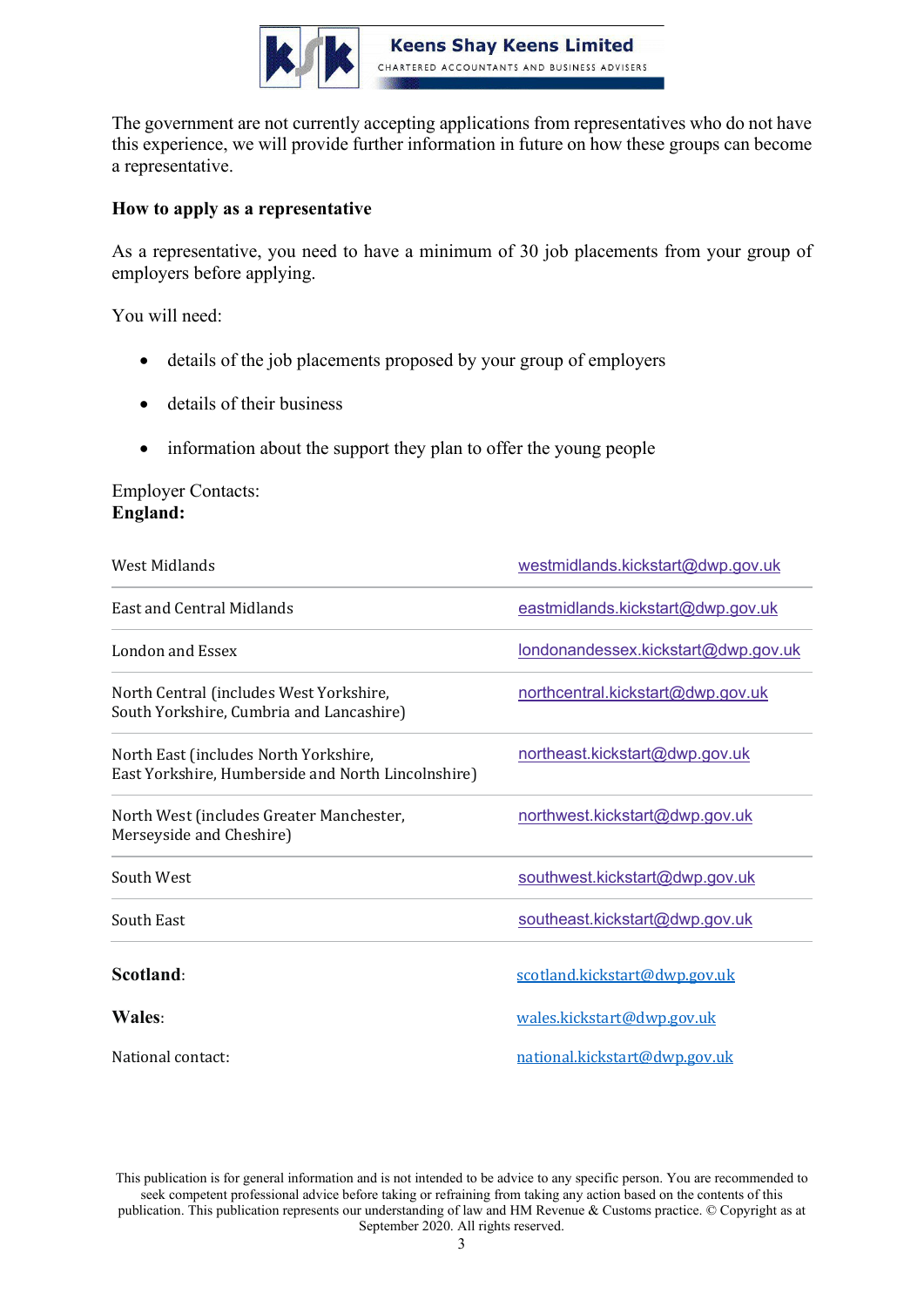The government are not currently accepting applications from representatives who do not have this experience, we will provide further information in future on how these groups can become a representative.

**How to apply as a representative**

As a representative, you need to have a minimum of 30 job placements from your group of employers before applying.

You will need:

- details of the job placements proposed by your group of employers
- details of their business
- information about the support they plan to offer the young people

Employer Contacts:
**England:**

| | |
|---|---|
| West Midlands | westmidlands.kickstart@dwp.gov.uk |
| East and Central Midlands | eastmidlands.kickstart@dwp.gov.uk |
| London and Essex | londonandessex.kickstart@dwp.gov.uk |
| North Central (includes West Yorkshire, South Yorkshire, Cumbria and Lancashire) | northcentral.kickstart@dwp.gov.uk |
| North East (includes North Yorkshire, East Yorkshire, Humberside and North Lincolnshire) | northeast.kickstart@dwp.gov.uk |
| North West (includes Greater Manchester, Merseyside and Cheshire) | northwest.kickstart@dwp.gov.uk |
| South West | southwest.kickstart@dwp.gov.uk |
| South East | southeast.kickstart@dwp.gov.uk |

**Scotland**: scotland.kickstart@dwp.gov.uk

**Wales**: wales.kickstart@dwp.gov.uk

National contact: national.kickstart@dwp.gov.uk

This publication is for general information and is not intended to be advice to any specific person. You are recommended to seek competent professional advice before taking or refraining from taking any action based on the contents of this publication. This publication represents our understanding of law and HM Revenue & Customs practice. © Copyright as at September 2020. All rights reserved.